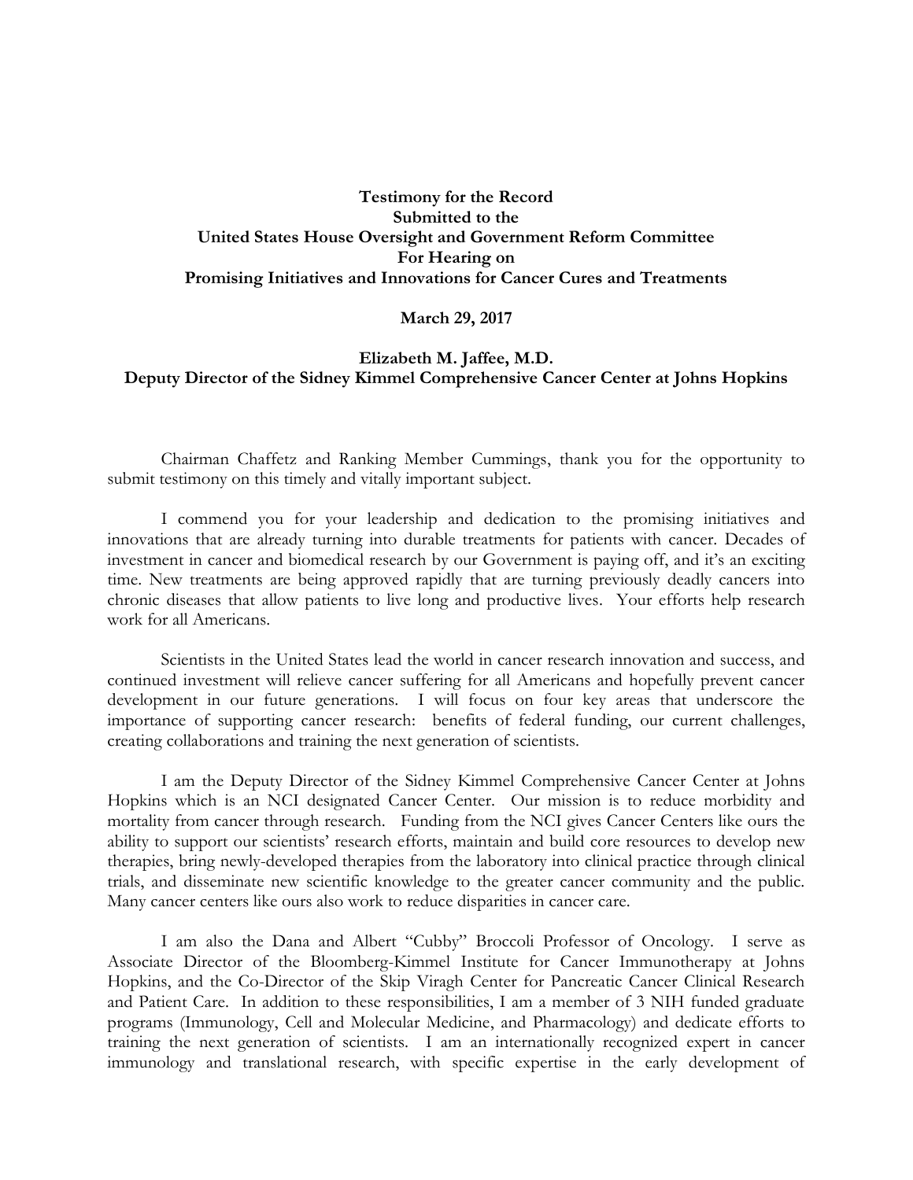**Testimony for the Record**
**Submitted to the**
**United States House Oversight and Government Reform Committee**
**For Hearing on**
**Promising Initiatives and Innovations for Cancer Cures and Treatments**

**March 29, 2017**

**Elizabeth M. Jaffee, M.D.**
**Deputy Director of the Sidney Kimmel Comprehensive Cancer Center at Johns Hopkins**

Chairman Chaffetz and Ranking Member Cummings, thank you for the opportunity to submit testimony on this timely and vitally important subject.

I commend you for your leadership and dedication to the promising initiatives and innovations that are already turning into durable treatments for patients with cancer. Decades of investment in cancer and biomedical research by our Government is paying off, and it's an exciting time. New treatments are being approved rapidly that are turning previously deadly cancers into chronic diseases that allow patients to live long and productive lives. Your efforts help research work for all Americans.

Scientists in the United States lead the world in cancer research innovation and success, and continued investment will relieve cancer suffering for all Americans and hopefully prevent cancer development in our future generations. I will focus on four key areas that underscore the importance of supporting cancer research: benefits of federal funding, our current challenges, creating collaborations and training the next generation of scientists.

I am the Deputy Director of the Sidney Kimmel Comprehensive Cancer Center at Johns Hopkins which is an NCI designated Cancer Center. Our mission is to reduce morbidity and mortality from cancer through research. Funding from the NCI gives Cancer Centers like ours the ability to support our scientists' research efforts, maintain and build core resources to develop new therapies, bring newly-developed therapies from the laboratory into clinical practice through clinical trials, and disseminate new scientific knowledge to the greater cancer community and the public. Many cancer centers like ours also work to reduce disparities in cancer care.

I am also the Dana and Albert "Cubby" Broccoli Professor of Oncology. I serve as Associate Director of the Bloomberg-Kimmel Institute for Cancer Immunotherapy at Johns Hopkins, and the Co-Director of the Skip Viragh Center for Pancreatic Cancer Clinical Research and Patient Care. In addition to these responsibilities, I am a member of 3 NIH funded graduate programs (Immunology, Cell and Molecular Medicine, and Pharmacology) and dedicate efforts to training the next generation of scientists. I am an internationally recognized expert in cancer immunology and translational research, with specific expertise in the early development of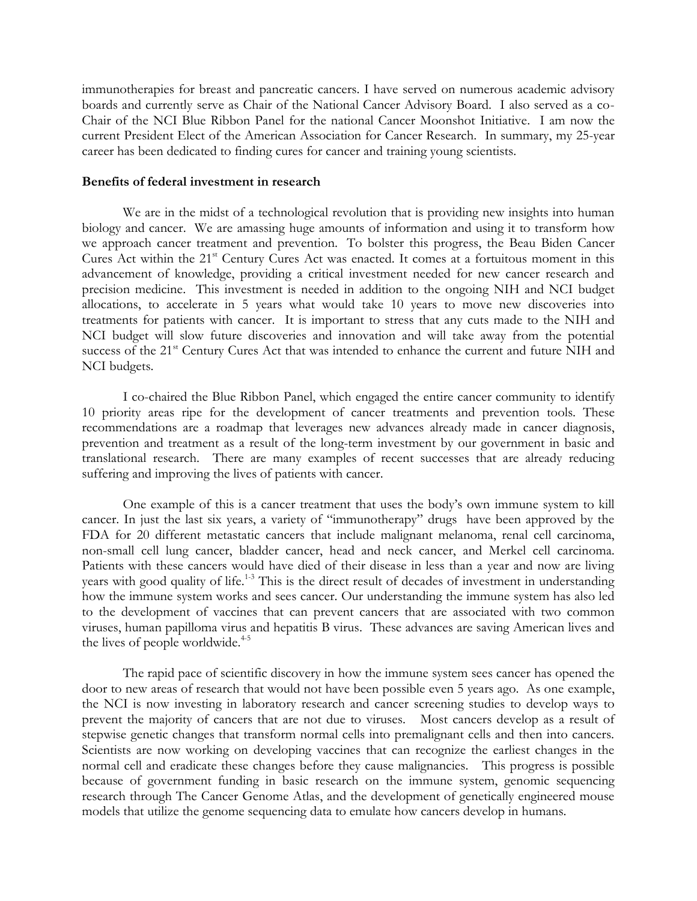immunotherapies for breast and pancreatic cancers. I have served on numerous academic advisory boards and currently serve as Chair of the National Cancer Advisory Board. I also served as a co-Chair of the NCI Blue Ribbon Panel for the national Cancer Moonshot Initiative. I am now the current President Elect of the American Association for Cancer Research. In summary, my 25-year career has been dedicated to finding cures for cancer and training young scientists.

**Benefits of federal investment in research**

We are in the midst of a technological revolution that is providing new insights into human biology and cancer. We are amassing huge amounts of information and using it to transform how we approach cancer treatment and prevention. To bolster this progress, the Beau Biden Cancer Cures Act within the 21st Century Cures Act was enacted. It comes at a fortuitous moment in this advancement of knowledge, providing a critical investment needed for new cancer research and precision medicine. This investment is needed in addition to the ongoing NIH and NCI budget allocations, to accelerate in 5 years what would take 10 years to move new discoveries into treatments for patients with cancer. It is important to stress that any cuts made to the NIH and NCI budget will slow future discoveries and innovation and will take away from the potential success of the 21st Century Cures Act that was intended to enhance the current and future NIH and NCI budgets.

I co-chaired the Blue Ribbon Panel, which engaged the entire cancer community to identify 10 priority areas ripe for the development of cancer treatments and prevention tools. These recommendations are a roadmap that leverages new advances already made in cancer diagnosis, prevention and treatment as a result of the long-term investment by our government in basic and translational research. There are many examples of recent successes that are already reducing suffering and improving the lives of patients with cancer.

One example of this is a cancer treatment that uses the body's own immune system to kill cancer. In just the last six years, a variety of "immunotherapy" drugs have been approved by the FDA for 20 different metastatic cancers that include malignant melanoma, renal cell carcinoma, non-small cell lung cancer, bladder cancer, head and neck cancer, and Merkel cell carcinoma. Patients with these cancers would have died of their disease in less than a year and now are living years with good quality of life.[1-3] This is the direct result of decades of investment in understanding how the immune system works and sees cancer. Our understanding the immune system has also led to the development of vaccines that can prevent cancers that are associated with two common viruses, human papilloma virus and hepatitis B virus. These advances are saving American lives and the lives of people worldwide.[4-5]

The rapid pace of scientific discovery in how the immune system sees cancer has opened the door to new areas of research that would not have been possible even 5 years ago. As one example, the NCI is now investing in laboratory research and cancer screening studies to develop ways to prevent the majority of cancers that are not due to viruses. Most cancers develop as a result of stepwise genetic changes that transform normal cells into premalignant cells and then into cancers. Scientists are now working on developing vaccines that can recognize the earliest changes in the normal cell and eradicate these changes before they cause malignancies. This progress is possible because of government funding in basic research on the immune system, genomic sequencing research through The Cancer Genome Atlas, and the development of genetically engineered mouse models that utilize the genome sequencing data to emulate how cancers develop in humans.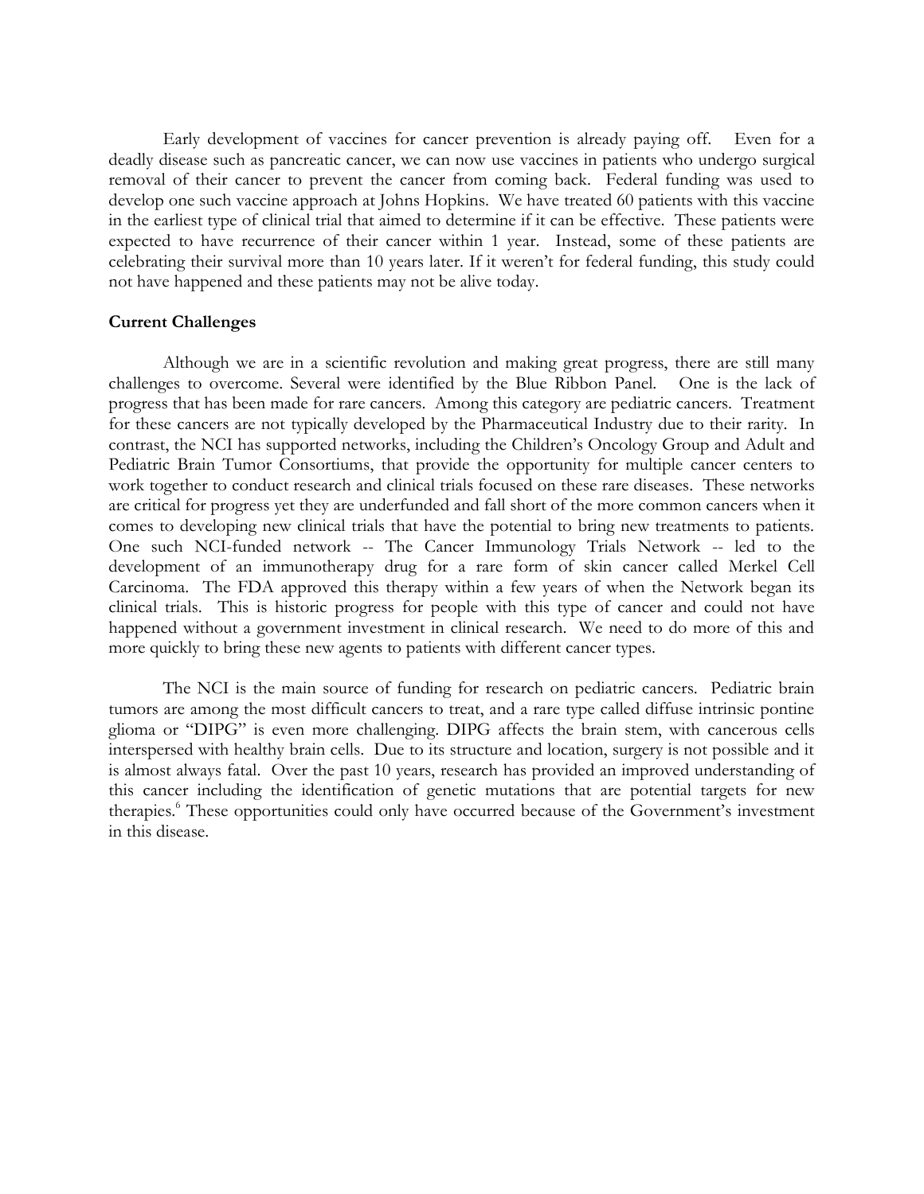Early development of vaccines for cancer prevention is already paying off. Even for a deadly disease such as pancreatic cancer, we can now use vaccines in patients who undergo surgical removal of their cancer to prevent the cancer from coming back. Federal funding was used to develop one such vaccine approach at Johns Hopkins. We have treated 60 patients with this vaccine in the earliest type of clinical trial that aimed to determine if it can be effective. These patients were expected to have recurrence of their cancer within 1 year. Instead, some of these patients are celebrating their survival more than 10 years later. If it weren't for federal funding, this study could not have happened and these patients may not be alive today.

**Current Challenges**

Although we are in a scientific revolution and making great progress, there are still many challenges to overcome. Several were identified by the Blue Ribbon Panel. One is the lack of progress that has been made for rare cancers. Among this category are pediatric cancers. Treatment for these cancers are not typically developed by the Pharmaceutical Industry due to their rarity. In contrast, the NCI has supported networks, including the Children's Oncology Group and Adult and Pediatric Brain Tumor Consortiums, that provide the opportunity for multiple cancer centers to work together to conduct research and clinical trials focused on these rare diseases. These networks are critical for progress yet they are underfunded and fall short of the more common cancers when it comes to developing new clinical trials that have the potential to bring new treatments to patients. One such NCI-funded network -- The Cancer Immunology Trials Network -- led to the development of an immunotherapy drug for a rare form of skin cancer called Merkel Cell Carcinoma. The FDA approved this therapy within a few years of when the Network began its clinical trials. This is historic progress for people with this type of cancer and could not have happened without a government investment in clinical research. We need to do more of this and more quickly to bring these new agents to patients with different cancer types.

The NCI is the main source of funding for research on pediatric cancers. Pediatric brain tumors are among the most difficult cancers to treat, and a rare type called diffuse intrinsic pontine glioma or "DIPG" is even more challenging. DIPG affects the brain stem, with cancerous cells interspersed with healthy brain cells. Due to its structure and location, surgery is not possible and it is almost always fatal. Over the past 10 years, research has provided an improved understanding of this cancer including the identification of genetic mutations that are potential targets for new therapies.[6] These opportunities could only have occurred because of the Government's investment in this disease.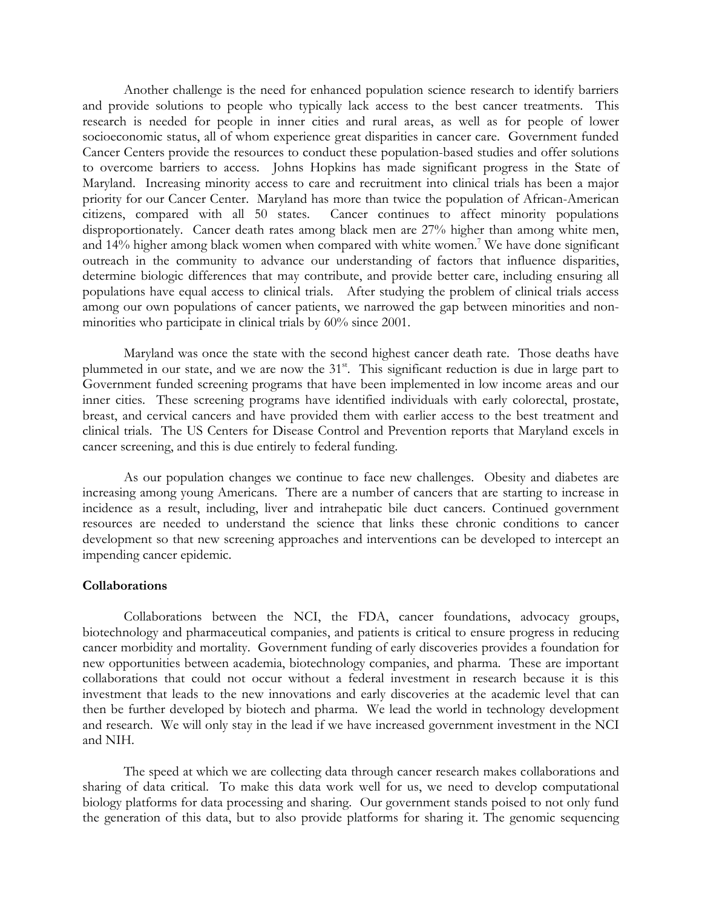Another challenge is the need for enhanced population science research to identify barriers and provide solutions to people who typically lack access to the best cancer treatments. This research is needed for people in inner cities and rural areas, as well as for people of lower socioeconomic status, all of whom experience great disparities in cancer care. Government funded Cancer Centers provide the resources to conduct these population-based studies and offer solutions to overcome barriers to access. Johns Hopkins has made significant progress in the State of Maryland. Increasing minority access to care and recruitment into clinical trials has been a major priority for our Cancer Center. Maryland has more than twice the population of African-American citizens, compared with all 50 states. Cancer continues to affect minority populations disproportionately. Cancer death rates among black men are 27% higher than among white men, and 14% higher among black women when compared with white women.[7] We have done significant outreach in the community to advance our understanding of factors that influence disparities, determine biologic differences that may contribute, and provide better care, including ensuring all populations have equal access to clinical trials. After studying the problem of clinical trials access among our own populations of cancer patients, we narrowed the gap between minorities and non-minorities who participate in clinical trials by 60% since 2001.

Maryland was once the state with the second highest cancer death rate. Those deaths have plummeted in our state, and we are now the 31st. This significant reduction is due in large part to Government funded screening programs that have been implemented in low income areas and our inner cities. These screening programs have identified individuals with early colorectal, prostate, breast, and cervical cancers and have provided them with earlier access to the best treatment and clinical trials. The US Centers for Disease Control and Prevention reports that Maryland excels in cancer screening, and this is due entirely to federal funding.

As our population changes we continue to face new challenges. Obesity and diabetes are increasing among young Americans. There are a number of cancers that are starting to increase in incidence as a result, including, liver and intrahepatic bile duct cancers. Continued government resources are needed to understand the science that links these chronic conditions to cancer development so that new screening approaches and interventions can be developed to intercept an impending cancer epidemic.

**Collaborations**

Collaborations between the NCI, the FDA, cancer foundations, advocacy groups, biotechnology and pharmaceutical companies, and patients is critical to ensure progress in reducing cancer morbidity and mortality. Government funding of early discoveries provides a foundation for new opportunities between academia, biotechnology companies, and pharma. These are important collaborations that could not occur without a federal investment in research because it is this investment that leads to the new innovations and early discoveries at the academic level that can then be further developed by biotech and pharma. We lead the world in technology development and research. We will only stay in the lead if we have increased government investment in the NCI and NIH.

The speed at which we are collecting data through cancer research makes collaborations and sharing of data critical. To make this data work well for us, we need to develop computational biology platforms for data processing and sharing. Our government stands poised to not only fund the generation of this data, but to also provide platforms for sharing it. The genomic sequencing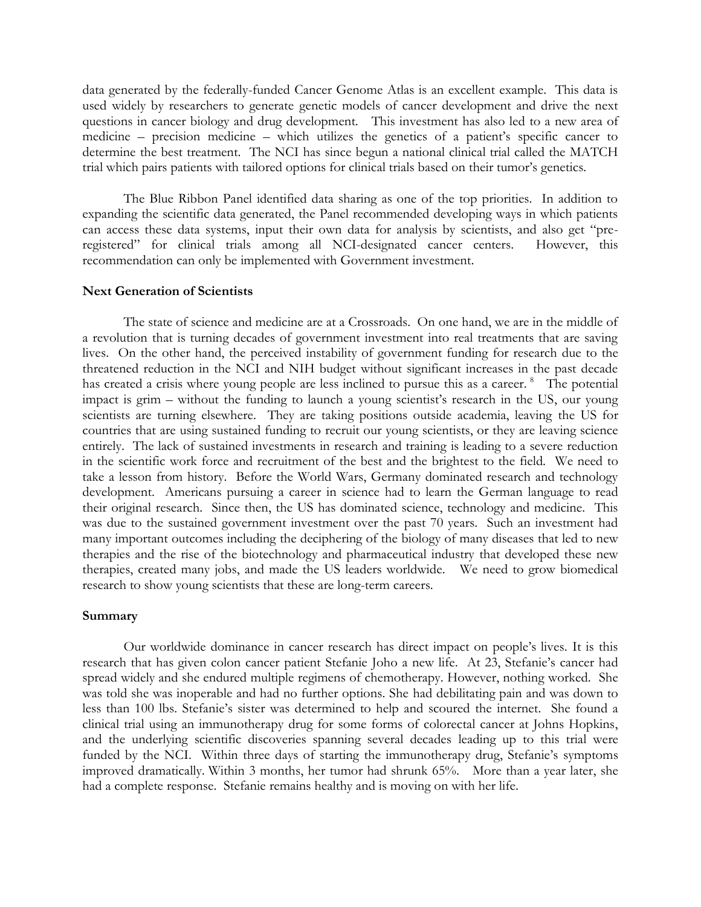data generated by the federally-funded Cancer Genome Atlas is an excellent example. This data is used widely by researchers to generate genetic models of cancer development and drive the next questions in cancer biology and drug development. This investment has also led to a new area of medicine – precision medicine – which utilizes the genetics of a patient's specific cancer to determine the best treatment. The NCI has since begun a national clinical trial called the MATCH trial which pairs patients with tailored options for clinical trials based on their tumor's genetics.

The Blue Ribbon Panel identified data sharing as one of the top priorities. In addition to expanding the scientific data generated, the Panel recommended developing ways in which patients can access these data systems, input their own data for analysis by scientists, and also get "pre-registered" for clinical trials among all NCI-designated cancer centers. However, this recommendation can only be implemented with Government investment.

**Next Generation of Scientists**

The state of science and medicine are at a Crossroads. On one hand, we are in the middle of a revolution that is turning decades of government investment into real treatments that are saving lives. On the other hand, the perceived instability of government funding for research due to the threatened reduction in the NCI and NIH budget without significant increases in the past decade has created a crisis where young people are less inclined to pursue this as a career. [8] The potential impact is grim – without the funding to launch a young scientist's research in the US, our young scientists are turning elsewhere. They are taking positions outside academia, leaving the US for countries that are using sustained funding to recruit our young scientists, or they are leaving science entirely. The lack of sustained investments in research and training is leading to a severe reduction in the scientific work force and recruitment of the best and the brightest to the field. We need to take a lesson from history. Before the World Wars, Germany dominated research and technology development. Americans pursuing a career in science had to learn the German language to read their original research. Since then, the US has dominated science, technology and medicine. This was due to the sustained government investment over the past 70 years. Such an investment had many important outcomes including the deciphering of the biology of many diseases that led to new therapies and the rise of the biotechnology and pharmaceutical industry that developed these new therapies, created many jobs, and made the US leaders worldwide. We need to grow biomedical research to show young scientists that these are long-term careers.

**Summary**

Our worldwide dominance in cancer research has direct impact on people's lives. It is this research that has given colon cancer patient Stefanie Joho a new life. At 23, Stefanie's cancer had spread widely and she endured multiple regimens of chemotherapy. However, nothing worked. She was told she was inoperable and had no further options. She had debilitating pain and was down to less than 100 lbs. Stefanie's sister was determined to help and scoured the internet. She found a clinical trial using an immunotherapy drug for some forms of colorectal cancer at Johns Hopkins, and the underlying scientific discoveries spanning several decades leading up to this trial were funded by the NCI. Within three days of starting the immunotherapy drug, Stefanie's symptoms improved dramatically. Within 3 months, her tumor had shrunk 65%. More than a year later, she had a complete response. Stefanie remains healthy and is moving on with her life.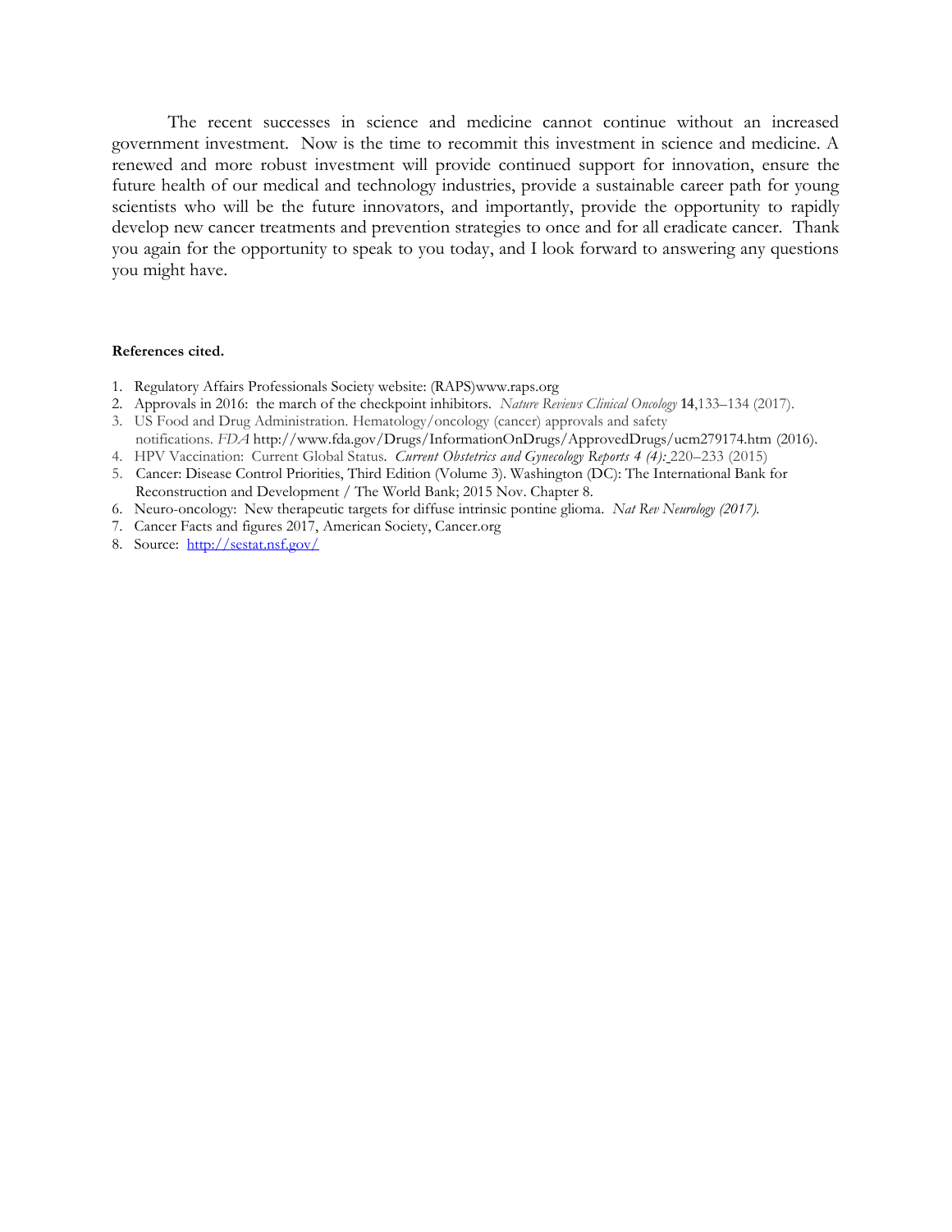The recent successes in science and medicine cannot continue without an increased government investment. Now is the time to recommit this investment in science and medicine. A renewed and more robust investment will provide continued support for innovation, ensure the future health of our medical and technology industries, provide a sustainable career path for young scientists who will be the future innovators, and importantly, provide the opportunity to rapidly develop new cancer treatments and prevention strategies to once and for all eradicate cancer. Thank you again for the opportunity to speak to you today, and I look forward to answering any questions you might have.

**References cited.**

1. Regulatory Affairs Professionals Society website: (RAPS)www.raps.org
2. Approvals in 2016: the march of the checkpoint inhibitors. *Nature Reviews Clinical Oncology* **14**,133–134 (2017).
3. US Food and Drug Administration. Hematology/oncology (cancer) approvals and safety notifications. *FDA* http://www.fda.gov/Drugs/InformationOnDrugs/ApprovedDrugs/ucm279174.htm (2016).
4. HPV Vaccination: Current Global Status. *Current Obstetrics and Gynecology Reports 4 (4):* 220–233 (2015)
5. Cancer: Disease Control Priorities, Third Edition (Volume 3). Washington (DC): The International Bank for Reconstruction and Development / The World Bank; 2015 Nov. Chapter 8.
6. Neuro-oncology: New therapeutic targets for diffuse intrinsic pontine glioma. *Nat Rev Neurology (2017).*
7. Cancer Facts and figures 2017, American Society, Cancer.org
8. Source: http://sestat.nsf.gov/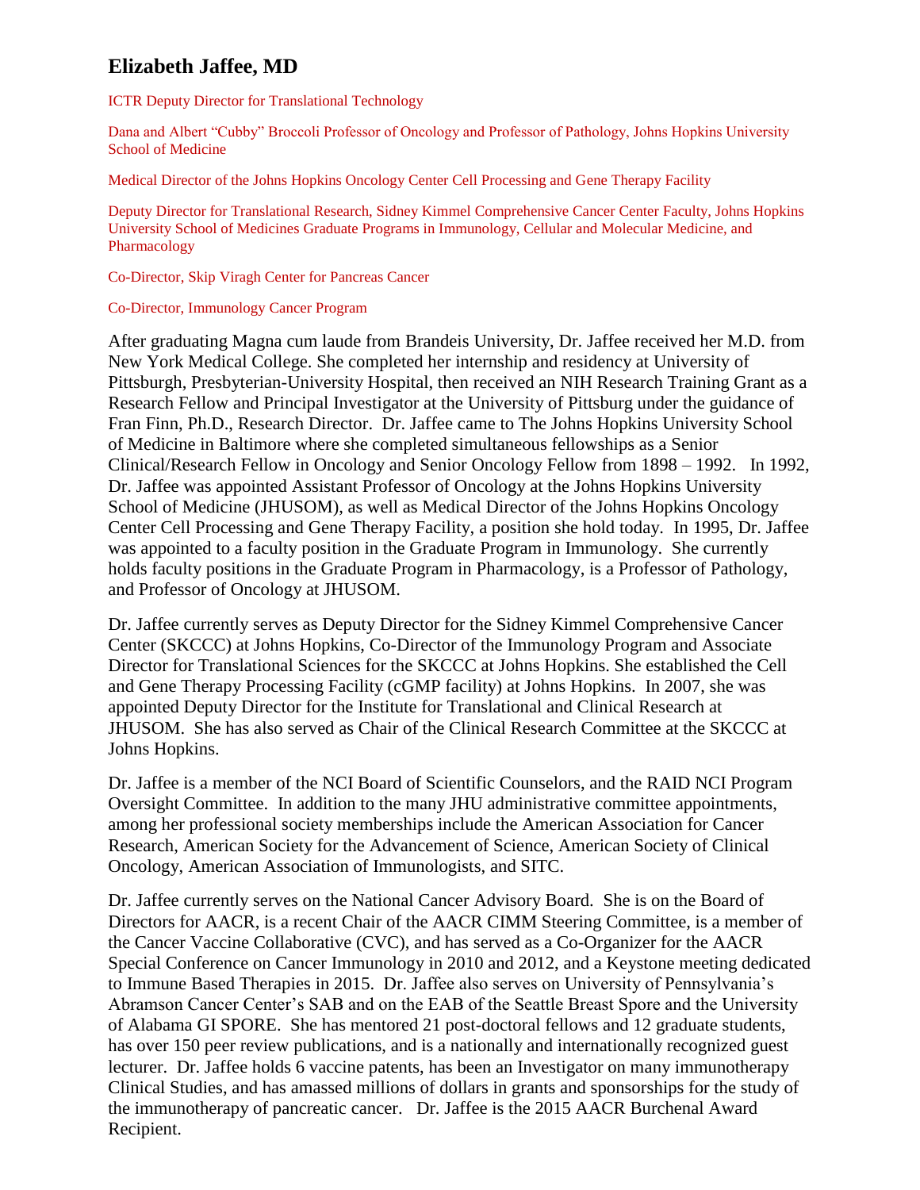# Elizabeth Jaffee, MD

ICTR Deputy Director for Translational Technology

Dana and Albert "Cubby" Broccoli Professor of Oncology and Professor of Pathology, Johns Hopkins University School of Medicine

Medical Director of the Johns Hopkins Oncology Center Cell Processing and Gene Therapy Facility

Deputy Director for Translational Research, Sidney Kimmel Comprehensive Cancer Center Faculty, Johns Hopkins University School of Medicines Graduate Programs in Immunology, Cellular and Molecular Medicine, and Pharmacology

Co-Director, Skip Viragh Center for Pancreas Cancer

Co-Director, Immunology Cancer Program

After graduating Magna cum laude from Brandeis University, Dr. Jaffee received her M.D. from New York Medical College. She completed her internship and residency at University of Pittsburgh, Presbyterian-University Hospital, then received an NIH Research Training Grant as a Research Fellow and Principal Investigator at the University of Pittsburg under the guidance of Fran Finn, Ph.D., Research Director. Dr. Jaffee came to The Johns Hopkins University School of Medicine in Baltimore where she completed simultaneous fellowships as a Senior Clinical/Research Fellow in Oncology and Senior Oncology Fellow from 1898 – 1992. In 1992, Dr. Jaffee was appointed Assistant Professor of Oncology at the Johns Hopkins University School of Medicine (JHUSOM), as well as Medical Director of the Johns Hopkins Oncology Center Cell Processing and Gene Therapy Facility, a position she hold today. In 1995, Dr. Jaffee was appointed to a faculty position in the Graduate Program in Immunology. She currently holds faculty positions in the Graduate Program in Pharmacology, is a Professor of Pathology, and Professor of Oncology at JHUSOM.

Dr. Jaffee currently serves as Deputy Director for the Sidney Kimmel Comprehensive Cancer Center (SKCCC) at Johns Hopkins, Co-Director of the Immunology Program and Associate Director for Translational Sciences for the SKCCC at Johns Hopkins. She established the Cell and Gene Therapy Processing Facility (cGMP facility) at Johns Hopkins. In 2007, she was appointed Deputy Director for the Institute for Translational and Clinical Research at JHUSOM. She has also served as Chair of the Clinical Research Committee at the SKCCC at Johns Hopkins.

Dr. Jaffee is a member of the NCI Board of Scientific Counselors, and the RAID NCI Program Oversight Committee. In addition to the many JHU administrative committee appointments, among her professional society memberships include the American Association for Cancer Research, American Society for the Advancement of Science, American Society of Clinical Oncology, American Association of Immunologists, and SITC.

Dr. Jaffee currently serves on the National Cancer Advisory Board. She is on the Board of Directors for AACR, is a recent Chair of the AACR CIMM Steering Committee, is a member of the Cancer Vaccine Collaborative (CVC), and has served as a Co-Organizer for the AACR Special Conference on Cancer Immunology in 2010 and 2012, and a Keystone meeting dedicated to Immune Based Therapies in 2015. Dr. Jaffee also serves on University of Pennsylvania's Abramson Cancer Center's SAB and on the EAB of the Seattle Breast Spore and the University of Alabama GI SPORE. She has mentored 21 post-doctoral fellows and 12 graduate students, has over 150 peer review publications, and is a nationally and internationally recognized guest lecturer. Dr. Jaffee holds 6 vaccine patents, has been an Investigator on many immunotherapy Clinical Studies, and has amassed millions of dollars in grants and sponsorships for the study of the immunotherapy of pancreatic cancer. Dr. Jaffee is the 2015 AACR Burchenal Award Recipient.